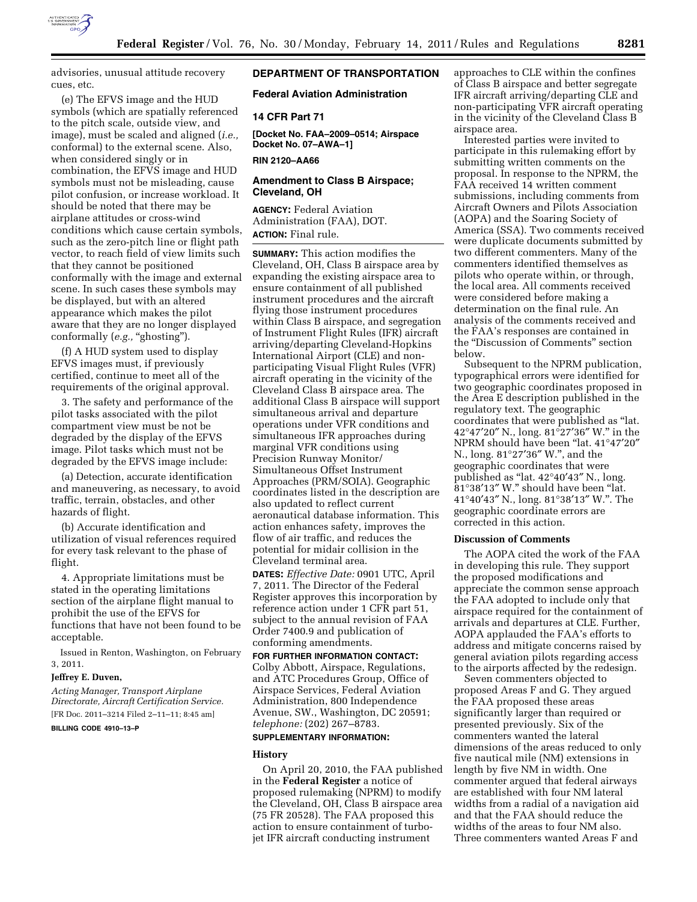advisories, unusual attitude recovery cues, etc.

(e) The EFVS image and the HUD symbols (which are spatially referenced to the pitch scale, outside view, and image), must be scaled and aligned (*i.e.,* conformal) to the external scene. Also, when considered singly or in combination, the EFVS image and HUD symbols must not be misleading, cause pilot confusion, or increase workload. It should be noted that there may be airplane attitudes or cross-wind conditions which cause certain symbols, such as the zero-pitch line or flight path vector, to reach field of view limits such that they cannot be positioned conformally with the image and external scene. In such cases these symbols may be displayed, but with an altered appearance which makes the pilot aware that they are no longer displayed conformally (*e.g.,* "ghosting").

(f) A HUD system used to display EFVS images must, if previously certified, continue to meet all of the requirements of the original approval.

3. The safety and performance of the pilot tasks associated with the pilot compartment view must be not be degraded by the display of the EFVS image. Pilot tasks which must not be degraded by the EFVS image include:

(a) Detection, accurate identification and maneuvering, as necessary, to avoid traffic, terrain, obstacles, and other hazards of flight.

(b) Accurate identification and utilization of visual references required for every task relevant to the phase of flight.

4. Appropriate limitations must be stated in the operating limitations section of the airplane flight manual to prohibit the use of the EFVS for functions that have not been found to be acceptable.

Issued in Renton, Washington, on February 3, 2011.

**Jeffrey E. Duven,**

*Acting Manager, Transport Airplane Directorate, Aircraft Certification Service.*

[FR Doc. 2011–3214 Filed 2–11–11; 8:45 am]

**BILLING CODE 4910–13–P**

## DEPARTMENT OF TRANSPORTATION

### Federal Aviation Administration

### 14 CFR Part 71

**[Docket No. FAA–2009–0514; Airspace Docket No. 07–AWA–1]**

**RIN 2120–AA66**

### Amendment to Class B Airspace; Cleveland, OH

**AGENCY:** Federal Aviation Administration (FAA), DOT.

**ACTION:** Final rule.

**SUMMARY:** This action modifies the Cleveland, OH, Class B airspace area by expanding the existing airspace area to ensure containment of all published instrument procedures and the aircraft flying those instrument procedures within Class B airspace, and segregation of Instrument Flight Rules (IFR) aircraft arriving/departing Cleveland-Hopkins International Airport (CLE) and non-participating Visual Flight Rules (VFR) aircraft operating in the vicinity of the Cleveland Class B airspace area. The additional Class B airspace will support simultaneous arrival and departure operations under VFR conditions and simultaneous IFR approaches during marginal VFR conditions using Precision Runway Monitor/Simultaneous Offset Instrument Approaches (PRM/SOIA). Geographic coordinates listed in the description are also updated to reflect current aeronautical database information. This action enhances safety, improves the flow of air traffic, and reduces the potential for midair collision in the Cleveland terminal area.

**DATES:** *Effective Date:* 0901 UTC, April 7, 2011. The Director of the Federal Register approves this incorporation by reference action under 1 CFR part 51, subject to the annual revision of FAA Order 7400.9 and publication of conforming amendments.

**FOR FURTHER INFORMATION CONTACT:** Colby Abbott, Airspace, Regulations, and ATC Procedures Group, Office of Airspace Services, Federal Aviation Administration, 800 Independence Avenue, SW., Washington, DC 20591; *telephone:* (202) 267–8783.

**SUPPLEMENTARY INFORMATION:**

### History

On April 20, 2010, the FAA published in the **Federal Register** a notice of proposed rulemaking (NPRM) to modify the Cleveland, OH, Class B airspace area (75 FR 20528). The FAA proposed this action to ensure containment of turbo-jet IFR aircraft conducting instrument approaches to CLE within the confines of Class B airspace and better segregate IFR aircraft arriving/departing CLE and non-participating VFR aircraft operating in the vicinity of the Cleveland Class B airspace area.

Interested parties were invited to participate in this rulemaking effort by submitting written comments on the proposal. In response to the NPRM, the FAA received 14 written comment submissions, including comments from Aircraft Owners and Pilots Association (AOPA) and the Soaring Society of America (SSA). Two comments received were duplicate documents submitted by two different commenters. Many of the commenters identified themselves as pilots who operate within, or through, the local area. All comments received were considered before making a determination on the final rule. An analysis of the comments received and the FAA's responses are contained in the "Discussion of Comments" section below.

Subsequent to the NPRM publication, typographical errors were identified for two geographic coordinates proposed in the Area E description published in the regulatory text. The geographic coordinates that were published as "lat. 42°47′20″ N., long. 81°27′36″ W." in the NPRM should have been "lat. 41°47′20″ N., long. 81°27′36″ W.", and the geographic coordinates that were published as "lat. 42°40′43″ N., long. 81°38′13″ W." should have been "lat. 41°40′43″ N., long. 81°38′13″ W.". The geographic coordinate errors are corrected in this action.

### Discussion of Comments

The AOPA cited the work of the FAA in developing this rule. They support the proposed modifications and appreciate the common sense approach the FAA adopted to include only that airspace required for the containment of arrivals and departures at CLE. Further, AOPA applauded the FAA's efforts to address and mitigate concerns raised by general aviation pilots regarding access to the airports affected by the redesign.

Seven commenters objected to proposed Areas F and G. They argued the FAA proposed these areas significantly larger than required or presented previously. Six of the commenters wanted the lateral dimensions of the areas reduced to only five nautical mile (NM) extensions in length by five NM in width. One commenter argued that federal airways are established with four NM lateral widths from a radial of a navigation aid and that the FAA should reduce the widths of the areas to four NM also. Three commenters wanted Areas F and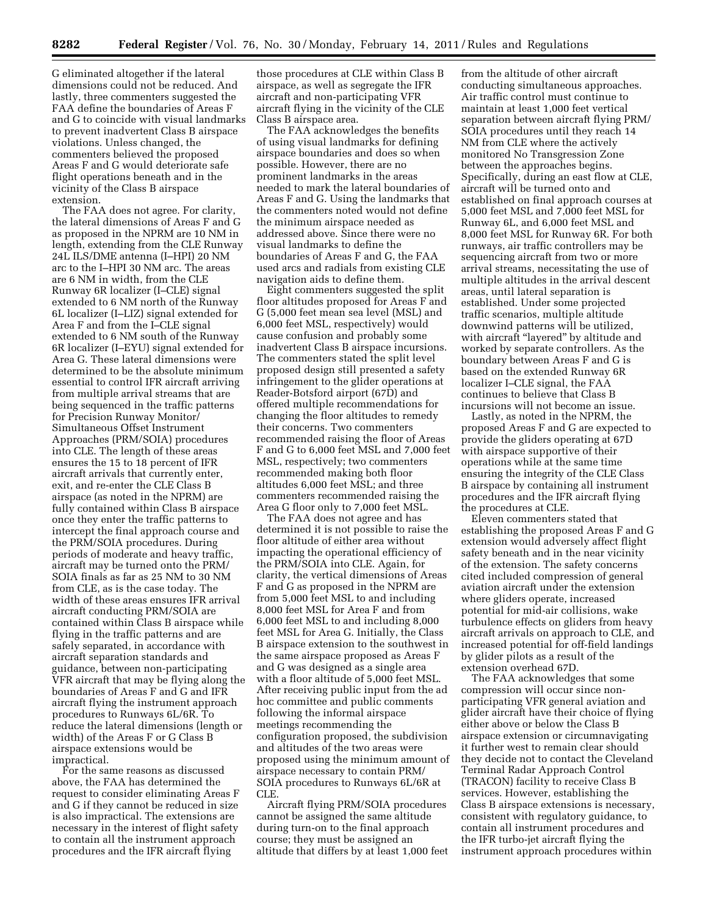G eliminated altogether if the lateral dimensions could not be reduced. And lastly, three commenters suggested the FAA define the boundaries of Areas F and G to coincide with visual landmarks to prevent inadvertent Class B airspace violations. Unless changed, the commenters believed the proposed Areas F and G would deteriorate safe flight operations beneath and in the vicinity of the Class B airspace extension.

The FAA does not agree. For clarity, the lateral dimensions of Areas F and G as proposed in the NPRM are 10 NM in length, extending from the CLE Runway 24L ILS/DME antenna (I–HPI) 20 NM arc to the I–HPI 30 NM arc. The areas are 6 NM in width, from the CLE Runway 6R localizer (I–CLE) signal extended to 6 NM north of the Runway 6L localizer (I–LIZ) signal extended for Area F and from the I–CLE signal extended to 6 NM south of the Runway 6R localizer (I–EYU) signal extended for Area G. These lateral dimensions were determined to be the absolute minimum essential to control IFR aircraft arriving from multiple arrival streams that are being sequenced in the traffic patterns for Precision Runway Monitor/Simultaneous Offset Instrument Approaches (PRM/SOIA) procedures into CLE. The length of these areas ensures the 15 to 18 percent of IFR aircraft arrivals that currently enter, exit, and re-enter the CLE Class B airspace (as noted in the NPRM) are fully contained within Class B airspace once they enter the traffic patterns to intercept the final approach course and the PRM/SOIA procedures. During periods of moderate and heavy traffic, aircraft may be turned onto the PRM/SOIA finals as far as 25 NM to 30 NM from CLE, as is the case today. The width of these areas ensures IFR arrival aircraft conducting PRM/SOIA are contained within Class B airspace while flying in the traffic patterns and are safely separated, in accordance with aircraft separation standards and guidance, between non-participating VFR aircraft that may be flying along the boundaries of Areas F and G and IFR aircraft flying the instrument approach procedures to Runways 6L/6R. To reduce the lateral dimensions (length or width) of the Areas F or G Class B airspace extensions would be impractical.

For the same reasons as discussed above, the FAA has determined the request to consider eliminating Areas F and G if they cannot be reduced in size is also impractical. The extensions are necessary in the interest of flight safety to contain all the instrument approach procedures and the IFR aircraft flying those procedures at CLE within Class B airspace, as well as segregate the IFR aircraft and non-participating VFR aircraft flying in the vicinity of the CLE Class B airspace area.

The FAA acknowledges the benefits of using visual landmarks for defining airspace boundaries and does so when possible. However, there are no prominent landmarks in the areas needed to mark the lateral boundaries of Areas F and G. Using the landmarks that the commenters noted would not define the minimum airspace needed as addressed above. Since there were no visual landmarks to define the boundaries of Areas F and G, the FAA used arcs and radials from existing CLE navigation aids to define them.

Eight commenters suggested the split floor altitudes proposed for Areas F and G (5,000 feet mean sea level (MSL) and 6,000 feet MSL, respectively) would cause confusion and probably some inadvertent Class B airspace incursions. The commenters stated the split level proposed design still presented a safety infringement to the glider operations at Reader-Botsford airport (67D) and offered multiple recommendations for changing the floor altitudes to remedy their concerns. Two commenters recommended raising the floor of Areas F and G to 6,000 feet MSL and 7,000 feet MSL, respectively; two commenters recommended making both floor altitudes 6,000 feet MSL; and three commenters recommended raising the Area G floor only to 7,000 feet MSL.

The FAA does not agree and has determined it is not possible to raise the floor altitude of either area without impacting the operational efficiency of the PRM/SOIA into CLE. Again, for clarity, the vertical dimensions of Areas F and G as proposed in the NPRM are from 5,000 feet MSL to and including 8,000 feet MSL for Area F and from 6,000 feet MSL to and including 8,000 feet MSL for Area G. Initially, the Class B airspace extension to the southwest in the same airspace proposed as Areas F and G was designed as a single area with a floor altitude of 5,000 feet MSL. After receiving public input from the ad hoc committee and public comments following the informal airspace meetings recommending the configuration proposed, the subdivision and altitudes of the two areas were proposed using the minimum amount of airspace necessary to contain PRM/SOIA procedures to Runways 6L/6R at CLE.

Aircraft flying PRM/SOIA procedures cannot be assigned the same altitude during turn-on to the final approach course; they must be assigned an altitude that differs by at least 1,000 feet from the altitude of other aircraft conducting simultaneous approaches. Air traffic control must continue to maintain at least 1,000 feet vertical separation between aircraft flying PRM/SOIA procedures until they reach 14 NM from CLE where the actively monitored No Transgression Zone between the approaches begins. Specifically, during an east flow at CLE, aircraft will be turned onto and established on final approach courses at 5,000 feet MSL and 7,000 feet MSL for Runway 6L, and 6,000 feet MSL and 8,000 feet MSL for Runway 6R. For both runways, air traffic controllers may be sequencing aircraft from two or more arrival streams, necessitating the use of multiple altitudes in the arrival descent areas, until lateral separation is established. Under some projected traffic scenarios, multiple altitude downwind patterns will be utilized, with aircraft "layered" by altitude and worked by separate controllers. As the boundary between Areas F and G is based on the extended Runway 6R localizer I–CLE signal, the FAA continues to believe that Class B incursions will not become an issue.

Lastly, as noted in the NPRM, the proposed Areas F and G are expected to provide the gliders operating at 67D with airspace supportive of their operations while at the same time ensuring the integrity of the CLE Class B airspace by containing all instrument procedures and the IFR aircraft flying the procedures at CLE.

Eleven commenters stated that establishing the proposed Areas F and G extension would adversely affect flight safety beneath and in the near vicinity of the extension. The safety concerns cited included compression of general aviation aircraft under the extension where gliders operate, increased potential for mid-air collisions, wake turbulence effects on gliders from heavy aircraft arrivals on approach to CLE, and increased potential for off-field landings by glider pilots as a result of the extension overhead 67D.

The FAA acknowledges that some compression will occur since non-participating VFR general aviation and glider aircraft have their choice of flying either above or below the Class B airspace extension or circumnavigating it further west to remain clear should they decide not to contact the Cleveland Terminal Radar Approach Control (TRACON) facility to receive Class B services. However, establishing the Class B airspace extensions is necessary, consistent with regulatory guidance, to contain all instrument procedures and the IFR turbo-jet aircraft flying the instrument approach procedures within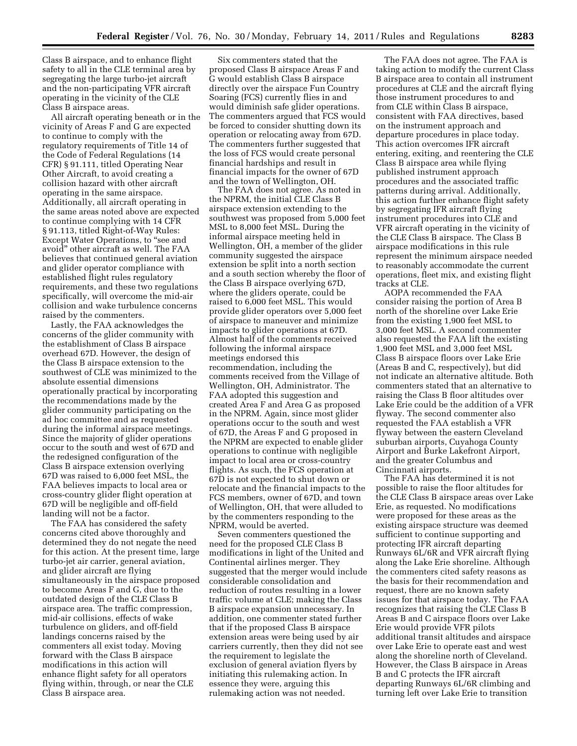Class B airspace, and to enhance flight safety to all in the CLE terminal area by segregating the large turbo-jet aircraft and the non-participating VFR aircraft operating in the vicinity of the CLE Class B airspace areas.

All aircraft operating beneath or in the vicinity of Areas F and G are expected to continue to comply with the regulatory requirements of Title 14 of the Code of Federal Regulations (14 CFR) § 91.111, titled Operating Near Other Aircraft, to avoid creating a collision hazard with other aircraft operating in the same airspace. Additionally, all aircraft operating in the same areas noted above are expected to continue complying with 14 CFR § 91.113, titled Right-of-Way Rules: Except Water Operations, to "see and avoid" other aircraft as well. The FAA believes that continued general aviation and glider operator compliance with established flight rules regulatory requirements, and these two regulations specifically, will overcome the mid-air collision and wake turbulence concerns raised by the commenters.

Lastly, the FAA acknowledges the concerns of the glider community with the establishment of Class B airspace overhead 67D. However, the design of the Class B airspace extension to the southwest of CLE was minimized to the absolute essential dimensions operationally practical by incorporating the recommendations made by the glider community participating on the ad hoc committee and as requested during the informal airspace meetings. Since the majority of glider operations occur to the south and west of 67D and the redesigned configuration of the Class B airspace extension overlying 67D was raised to 6,000 feet MSL, the FAA believes impacts to local area or cross-country glider flight operation at 67D will be negligible and off-field landing will not be a factor.

The FAA has considered the safety concerns cited above thoroughly and determined they do not negate the need for this action. At the present time, large turbo-jet air carrier, general aviation, and glider aircraft are flying simultaneously in the airspace proposed to become Areas F and G, due to the outdated design of the CLE Class B airspace area. The traffic compression, mid-air collisions, effects of wake turbulence on gliders, and off-field landings concerns raised by the commenters all exist today. Moving forward with the Class B airspace modifications in this action will enhance flight safety for all operators flying within, through, or near the CLE Class B airspace area.

Six commenters stated that the proposed Class B airspace Areas F and G would establish Class B airspace directly over the airspace Fun Country Soaring (FCS) currently flies in and would diminish safe glider operations. The commenters argued that FCS would be forced to consider shutting down its operation or relocating away from 67D. The commenters further suggested that the loss of FCS would create personal financial hardships and result in financial impacts for the owner of 67D and the town of Wellington, OH.

The FAA does not agree. As noted in the NPRM, the initial CLE Class B airspace extension extending to the southwest was proposed from 5,000 feet MSL to 8,000 feet MSL. During the informal airspace meeting held in Wellington, OH, a member of the glider community suggested the airspace extension be split into a north section and a south section whereby the floor of the Class B airspace overlying 67D, where the gliders operate, could be raised to 6,000 feet MSL. This would provide glider operators over 5,000 feet of airspace to maneuver and minimize impacts to glider operations at 67D. Almost half of the comments received following the informal airspace meetings endorsed this recommendation, including the comments received from the Village of Wellington, OH, Administrator. The FAA adopted this suggestion and created Area F and Area G as proposed in the NPRM. Again, since most glider operations occur to the south and west of 67D, the Areas F and G proposed in the NPRM are expected to enable glider operations to continue with negligible impact to local area or cross-country flights. As such, the FCS operation at 67D is not expected to shut down or relocate and the financial impacts to the FCS members, owner of 67D, and town of Wellington, OH, that were alluded to by the commenters responding to the NPRM, would be averted.

Seven commenters questioned the need for the proposed CLE Class B modifications in light of the United and Continental airlines merger. They suggested that the merger would include considerable consolidation and reduction of routes resulting in a lower traffic volume at CLE; making the Class B airspace expansion unnecessary. In addition, one commenter stated further that if the proposed Class B airspace extension areas were being used by air carriers currently, then they did not see the requirement to legislate the exclusion of general aviation flyers by initiating this rulemaking action. In essence they were, arguing this rulemaking action was not needed.

The FAA does not agree. The FAA is taking action to modify the current Class B airspace area to contain all instrument procedures at CLE and the aircraft flying those instrument procedures to and from CLE within Class B airspace, consistent with FAA directives, based on the instrument approach and departure procedures in place today. This action overcomes IFR aircraft entering, exiting, and reentering the CLE Class B airspace area while flying published instrument approach procedures and the associated traffic patterns during arrival. Additionally, this action further enhance flight safety by segregating IFR aircraft flying instrument procedures into CLE and VFR aircraft operating in the vicinity of the CLE Class B airspace. The Class B airspace modifications in this rule represent the minimum airspace needed to reasonably accommodate the current operations, fleet mix, and existing flight tracks at CLE.

AOPA recommended the FAA consider raising the portion of Area B north of the shoreline over Lake Erie from the existing 1,900 feet MSL to 3,000 feet MSL. A second commenter also requested the FAA lift the existing 1,900 feet MSL and 3,000 feet MSL Class B airspace floors over Lake Erie (Areas B and C, respectively), but did not indicate an alternative altitude. Both commenters stated that an alternative to raising the Class B floor altitudes over Lake Erie could be the addition of a VFR flyway. The second commenter also requested the FAA establish a VFR flyway between the eastern Cleveland suburban airports, Cuyahoga County Airport and Burke Lakefront Airport, and the greater Columbus and Cincinnati airports.

The FAA has determined it is not possible to raise the floor altitudes for the CLE Class B airspace areas over Lake Erie, as requested. No modifications were proposed for these areas as the existing airspace structure was deemed sufficient to continue supporting and protecting IFR aircraft departing Runways 6L/6R and VFR aircraft flying along the Lake Erie shoreline. Although the commenters cited safety reasons as the basis for their recommendation and request, there are no known safety issues for that airspace today. The FAA recognizes that raising the CLE Class B Areas B and C airspace floors over Lake Erie would provide VFR pilots additional transit altitudes and airspace over Lake Erie to operate east and west along the shoreline north of Cleveland. However, the Class B airspace in Areas B and C protects the IFR aircraft departing Runways 6L/6R climbing and turning left over Lake Erie to transition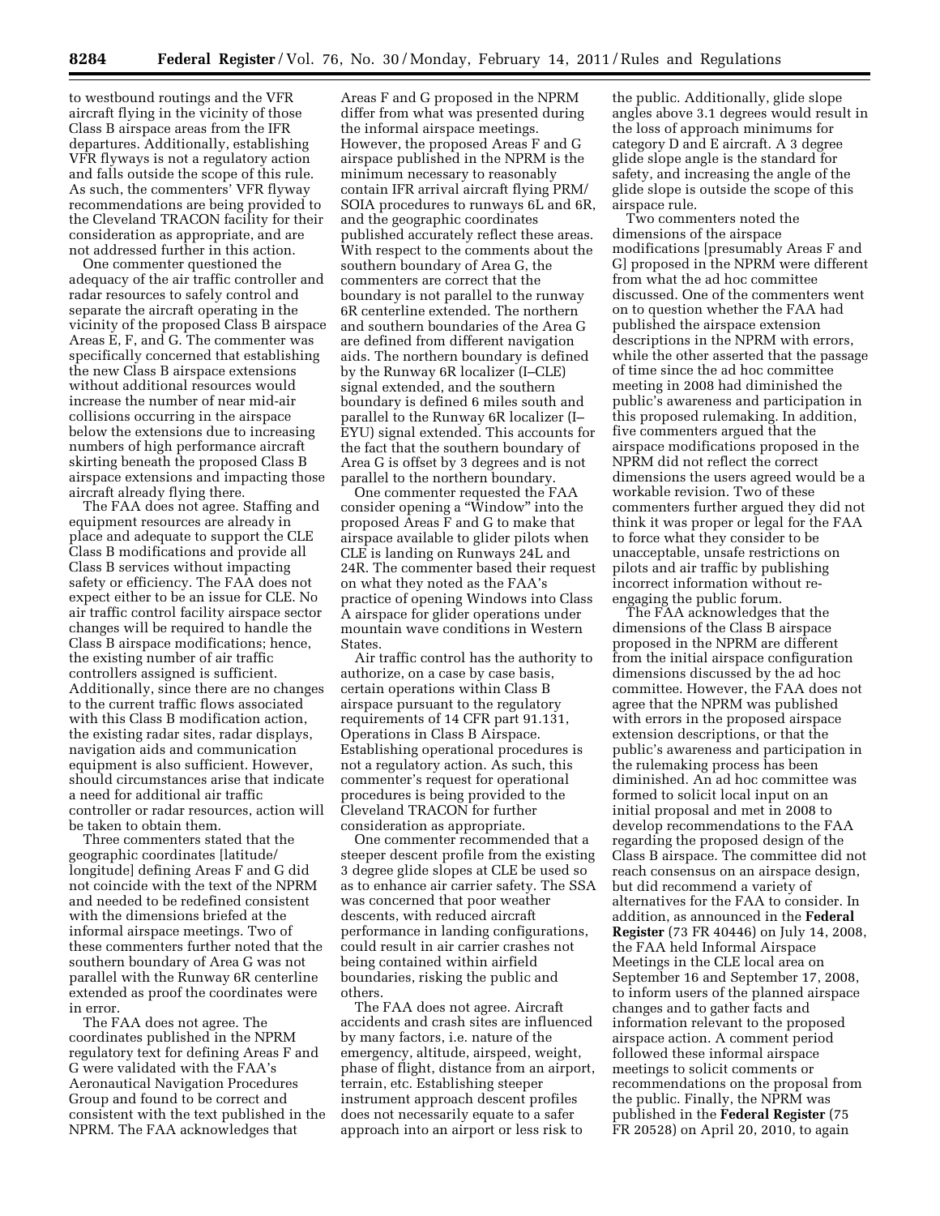to westbound routings and the VFR aircraft flying in the vicinity of those Class B airspace areas from the IFR departures. Additionally, establishing VFR flyways is not a regulatory action and falls outside the scope of this rule. As such, the commenters' VFR flyway recommendations are being provided to the Cleveland TRACON facility for their consideration as appropriate, and are not addressed further in this action.

One commenter questioned the adequacy of the air traffic controller and radar resources to safely control and separate the aircraft operating in the vicinity of the proposed Class B airspace Areas E, F, and G. The commenter was specifically concerned that establishing the new Class B airspace extensions without additional resources would increase the number of near mid-air collisions occurring in the airspace below the extensions due to increasing numbers of high performance aircraft skirting beneath the proposed Class B airspace extensions and impacting those aircraft already flying there.

The FAA does not agree. Staffing and equipment resources are already in place and adequate to support the CLE Class B modifications and provide all Class B services without impacting safety or efficiency. The FAA does not expect either to be an issue for CLE. No air traffic control facility airspace sector changes will be required to handle the Class B airspace modifications; hence, the existing number of air traffic controllers assigned is sufficient. Additionally, since there are no changes to the current traffic flows associated with this Class B modification action, the existing radar sites, radar displays, navigation aids and communication equipment is also sufficient. However, should circumstances arise that indicate a need for additional air traffic controller or radar resources, action will be taken to obtain them.

Three commenters stated that the geographic coordinates [latitude/longitude] defining Areas F and G did not coincide with the text of the NPRM and needed to be redefined consistent with the dimensions briefed at the informal airspace meetings. Two of these commenters further noted that the southern boundary of Area G was not parallel with the Runway 6R centerline extended as proof the coordinates were in error.

The FAA does not agree. The coordinates published in the NPRM regulatory text for defining Areas F and G were validated with the FAA's Aeronautical Navigation Procedures Group and found to be correct and consistent with the text published in the NPRM. The FAA acknowledges that Areas F and G proposed in the NPRM differ from what was presented during the informal airspace meetings. However, the proposed Areas F and G airspace published in the NPRM is the minimum necessary to reasonably contain IFR arrival aircraft flying PRM/SOIA procedures to runways 6L and 6R, and the geographic coordinates published accurately reflect these areas. With respect to the comments about the southern boundary of Area G, the commenters are correct that the boundary is not parallel to the runway 6R centerline extended. The northern and southern boundaries of the Area G are defined from different navigation aids. The northern boundary is defined by the Runway 6R localizer (I–CLE) signal extended, and the southern boundary is defined 6 miles south and parallel to the Runway 6R localizer (I–EYU) signal extended. This accounts for the fact that the southern boundary of Area G is offset by 3 degrees and is not parallel to the northern boundary.

One commenter requested the FAA consider opening a "Window" into the proposed Areas F and G to make that airspace available to glider pilots when CLE is landing on Runways 24L and 24R. The commenter based their request on what they noted as the FAA's practice of opening Windows into Class A airspace for glider operations under mountain wave conditions in Western States.

Air traffic control has the authority to authorize, on a case by case basis, certain operations within Class B airspace pursuant to the regulatory requirements of 14 CFR part 91.131, Operations in Class B Airspace. Establishing operational procedures is not a regulatory action. As such, this commenter's request for operational procedures is being provided to the Cleveland TRACON for further consideration as appropriate.

One commenter recommended that a steeper descent profile from the existing 3 degree glide slopes at CLE be used so as to enhance air carrier safety. The SSA was concerned that poor weather descents, with reduced aircraft performance in landing configurations, could result in air carrier crashes not being contained within airfield boundaries, risking the public and others.

The FAA does not agree. Aircraft accidents and crash sites are influenced by many factors, i.e. nature of the emergency, altitude, airspeed, weight, phase of flight, distance from an airport, terrain, etc. Establishing steeper instrument approach descent profiles does not necessarily equate to a safer approach into an airport or less risk to the public. Additionally, glide slope angles above 3.1 degrees would result in the loss of approach minimums for category D and E aircraft. A 3 degree glide slope angle is the standard for safety, and increasing the angle of the glide slope is outside the scope of this airspace rule.

Two commenters noted the dimensions of the airspace modifications [presumably Areas F and G] proposed in the NPRM were different from what the ad hoc committee discussed. One of the commenters went on to question whether the FAA had published the airspace extension descriptions in the NPRM with errors, while the other asserted that the passage of time since the ad hoc committee meeting in 2008 had diminished the public's awareness and participation in this proposed rulemaking. In addition, five commenters argued that the airspace modifications proposed in the NPRM did not reflect the correct dimensions the users agreed would be a workable revision. Two of these commenters further argued they did not think it was proper or legal for the FAA to force what they consider to be unacceptable, unsafe restrictions on pilots and air traffic by publishing incorrect information without re-engaging the public forum.

The FAA acknowledges that the dimensions of the Class B airspace proposed in the NPRM are different from the initial airspace configuration dimensions discussed by the ad hoc committee. However, the FAA does not agree that the NPRM was published with errors in the proposed airspace extension descriptions, or that the public's awareness and participation in the rulemaking process has been diminished. An ad hoc committee was formed to solicit local input on an initial proposal and met in 2008 to develop recommendations to the FAA regarding the proposed design of the Class B airspace. The committee did not reach consensus on an airspace design, but did recommend a variety of alternatives for the FAA to consider. In addition, as announced in the **Federal Register** (73 FR 40446) on July 14, 2008, the FAA held Informal Airspace Meetings in the CLE local area on September 16 and September 17, 2008, to inform users of the planned airspace changes and to gather facts and information relevant to the proposed airspace action. A comment period followed these informal airspace meetings to solicit comments or recommendations on the proposal from the public. Finally, the NPRM was published in the **Federal Register** (75 FR 20528) on April 20, 2010, to again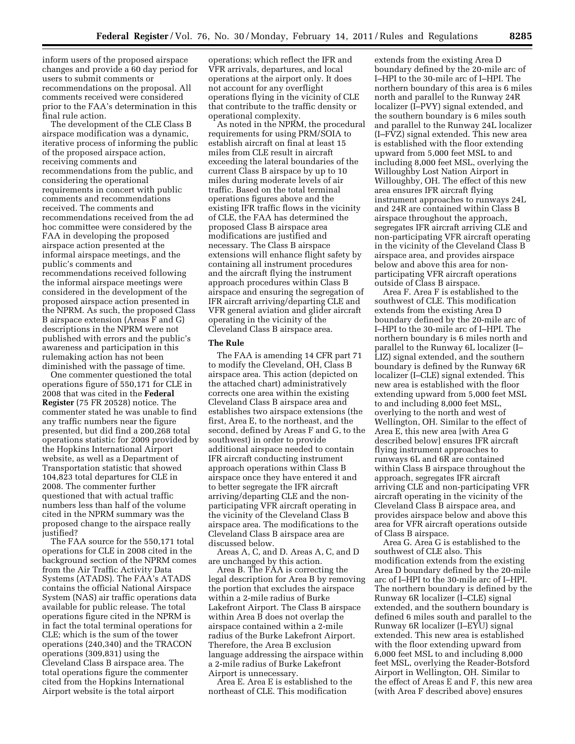inform users of the proposed airspace changes and provide a 60 day period for users to submit comments or recommendations on the proposal. All comments received were considered prior to the FAA's determination in this final rule action.

The development of the CLE Class B airspace modification was a dynamic, iterative process of informing the public of the proposed airspace action, receiving comments and recommendations from the public, and considering the operational requirements in concert with public comments and recommendations received. The comments and recommendations received from the ad hoc committee were considered by the FAA in developing the proposed airspace action presented at the informal airspace meetings, and the public's comments and recommendations received following the informal airspace meetings were considered in the development of the proposed airspace action presented in the NPRM. As such, the proposed Class B airspace extension (Areas F and G) descriptions in the NPRM were not published with errors and the public's awareness and participation in this rulemaking action has not been diminished with the passage of time.

One commenter questioned the total operations figure of 550,171 for CLE in 2008 that was cited in the **Federal Register** (75 FR 20528) notice. The commenter stated he was unable to find any traffic numbers near the figure presented, but did find a 200,268 total operations statistic for 2009 provided by the Hopkins International Airport website, as well as a Department of Transportation statistic that showed 104,823 total departures for CLE in 2008. The commenter further questioned that with actual traffic numbers less than half of the volume cited in the NPRM summary was the proposed change to the airspace really justified?

The FAA source for the 550,171 total operations for CLE in 2008 cited in the background section of the NPRM comes from the Air Traffic Activity Data Systems (ATADS). The FAA's ATADS contains the official National Airspace System (NAS) air traffic operations data available for public release. The total operations figure cited in the NPRM is in fact the total terminal operations for CLE; which is the sum of the tower operations (240,340) and the TRACON operations (309,831) using the Cleveland Class B airspace area. The total operations figure the commenter cited from the Hopkins International Airport website is the total airport operations; which reflect the IFR and VFR arrivals, departures, and local operations at the airport only. It does not account for any overflight operations flying in the vicinity of CLE that contribute to the traffic density or operational complexity.

As noted in the NPRM, the procedural requirements for using PRM/SOIA to establish aircraft on final at least 15 miles from CLE result in aircraft exceeding the lateral boundaries of the current Class B airspace by up to 10 miles during moderate levels of air traffic. Based on the total terminal operations figures above and the existing IFR traffic flows in the vicinity of CLE, the FAA has determined the proposed Class B airspace area modifications are justified and necessary. The Class B airspace extensions will enhance flight safety by containing all instrument procedures and the aircraft flying the instrument approach procedures within Class B airspace and ensuring the segregation of IFR aircraft arriving/departing CLE and VFR general aviation and glider aircraft operating in the vicinity of the Cleveland Class B airspace area.

## The Rule

The FAA is amending 14 CFR part 71 to modify the Cleveland, OH, Class B airspace area. This action (depicted on the attached chart) administratively corrects one area within the existing Cleveland Class B airspace area and establishes two airspace extensions (the first, Area E, to the northeast, and the second, defined by Areas F and G, to the southwest) in order to provide additional airspace needed to contain IFR aircraft conducting instrument approach operations within Class B airspace once they have entered it and to better segregate the IFR aircraft arriving/departing CLE and the non-participating VFR aircraft operating in the vicinity of the Cleveland Class B airspace area. The modifications to the Cleveland Class B airspace area are discussed below.

Areas A, C, and D. Areas A, C, and D are unchanged by this action.

Area B. The FAA is correcting the legal description for Area B by removing the portion that excludes the airspace within a 2-mile radius of Burke Lakefront Airport. The Class B airspace within Area B does not overlap the airspace contained within a 2-mile radius of the Burke Lakefront Airport. Therefore, the Area B exclusion language addressing the airspace within a 2-mile radius of Burke Lakefront Airport is unnecessary.

Area E. Area E is established to the northeast of CLE. This modification extends from the existing Area D boundary defined by the 20-mile arc of I–HPI to the 30-mile arc of I–HPI. The northern boundary of this area is 6 miles north and parallel to the Runway 24R localizer (I–PVY) signal extended, and the southern boundary is 6 miles south and parallel to the Runway 24L localizer (I–FVZ) signal extended. This new area is established with the floor extending upward from 5,000 feet MSL to and including 8,000 feet MSL, overlying the Willoughby Lost Nation Airport in Willoughby, OH. The effect of this new area ensures IFR aircraft flying instrument approaches to runways 24L and 24R are contained within Class B airspace throughout the approach, segregates IFR aircraft arriving CLE and non-participating VFR aircraft operating in the vicinity of the Cleveland Class B airspace area, and provides airspace below and above this area for non-participating VFR aircraft operations outside of Class B airspace.

Area F. Area F is established to the southwest of CLE. This modification extends from the existing Area D boundary defined by the 20-mile arc of I–HPI to the 30-mile arc of I–HPI. The northern boundary is 6 miles north and parallel to the Runway 6L localizer (I–LIZ) signal extended, and the southern boundary is defined by the Runway 6R localizer (I–CLE) signal extended. This new area is established with the floor extending upward from 5,000 feet MSL to and including 8,000 feet MSL, overlying to the north and west of Wellington, OH. Similar to the effect of Area E, this new area [with Area G described below] ensures IFR aircraft flying instrument approaches to runways 6L and 6R are contained within Class B airspace throughout the approach, segregates IFR aircraft arriving CLE and non-participating VFR aircraft operating in the vicinity of the Cleveland Class B airspace area, and provides airspace below and above this area for VFR aircraft operations outside of Class B airspace.

Area G. Area G is established to the southwest of CLE also. This modification extends from the existing Area D boundary defined by the 20-mile arc of I–HPI to the 30-mile arc of I–HPI. The northern boundary is defined by the Runway 6R localizer (I–CLE) signal extended, and the southern boundary is defined 6 miles south and parallel to the Runway 6R localizer (I–EYU) signal extended. This new area is established with the floor extending upward from 6,000 feet MSL to and including 8,000 feet MSL, overlying the Reader-Botsford Airport in Wellington, OH. Similar to the effect of Areas E and F, this new area (with Area F described above) ensures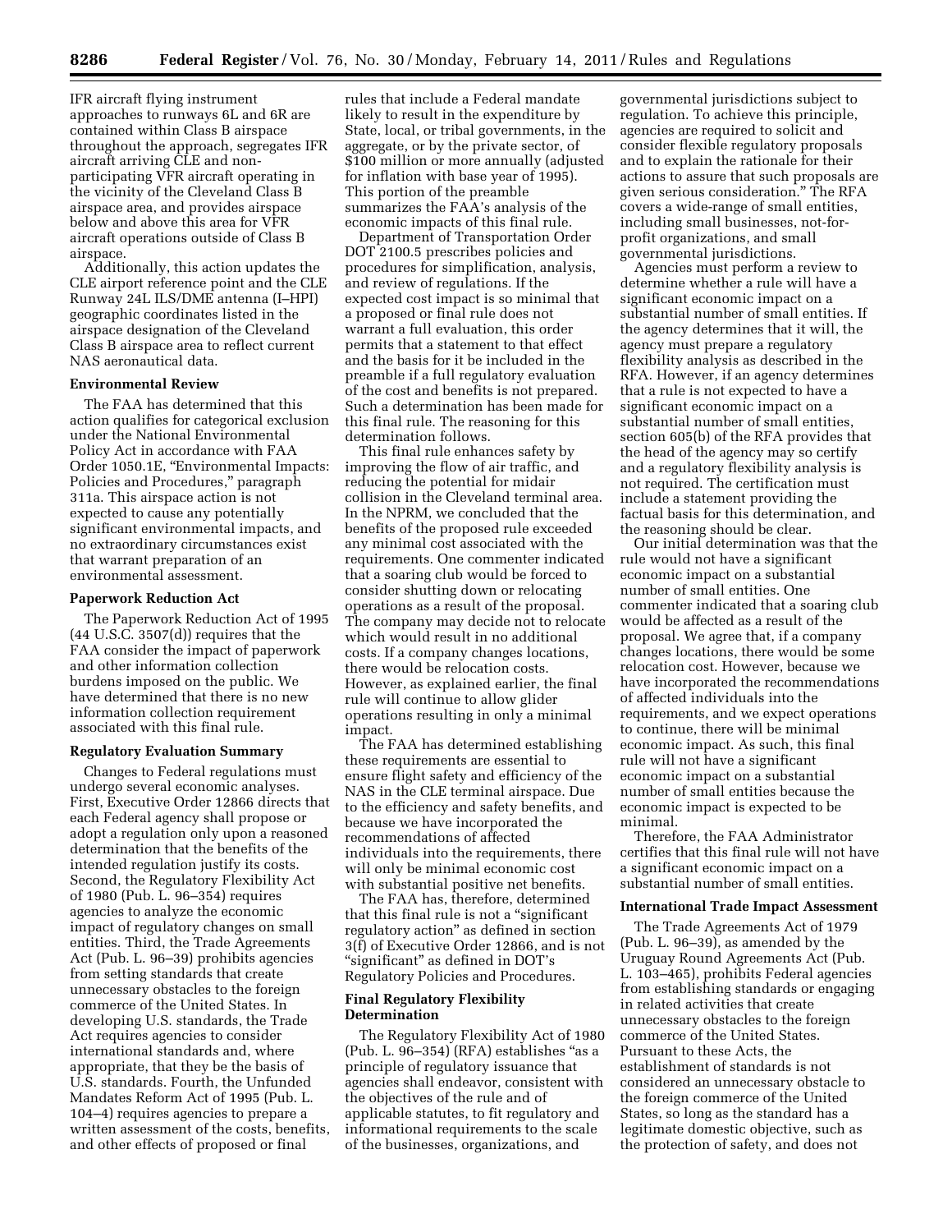IFR aircraft flying instrument approaches to runways 6L and 6R are contained within Class B airspace throughout the approach, segregates IFR aircraft arriving CLE and non-participating VFR aircraft operating in the vicinity of the Cleveland Class B airspace area, and provides airspace below and above this area for VFR aircraft operations outside of Class B airspace.

Additionally, this action updates the CLE airport reference point and the CLE Runway 24L ILS/DME antenna (I–HPI) geographic coordinates listed in the airspace designation of the Cleveland Class B airspace area to reflect current NAS aeronautical data.

**Environmental Review**

The FAA has determined that this action qualifies for categorical exclusion under the National Environmental Policy Act in accordance with FAA Order 1050.1E, "Environmental Impacts: Policies and Procedures," paragraph 311a. This airspace action is not expected to cause any potentially significant environmental impacts, and no extraordinary circumstances exist that warrant preparation of an environmental assessment.

**Paperwork Reduction Act**

The Paperwork Reduction Act of 1995 (44 U.S.C. 3507(d)) requires that the FAA consider the impact of paperwork and other information collection burdens imposed on the public. We have determined that there is no new information collection requirement associated with this final rule.

**Regulatory Evaluation Summary**

Changes to Federal regulations must undergo several economic analyses. First, Executive Order 12866 directs that each Federal agency shall propose or adopt a regulation only upon a reasoned determination that the benefits of the intended regulation justify its costs. Second, the Regulatory Flexibility Act of 1980 (Pub. L. 96–354) requires agencies to analyze the economic impact of regulatory changes on small entities. Third, the Trade Agreements Act (Pub. L. 96–39) prohibits agencies from setting standards that create unnecessary obstacles to the foreign commerce of the United States. In developing U.S. standards, the Trade Act requires agencies to consider international standards and, where appropriate, that they be the basis of U.S. standards. Fourth, the Unfunded Mandates Reform Act of 1995 (Pub. L. 104–4) requires agencies to prepare a written assessment of the costs, benefits, and other effects of proposed or final rules that include a Federal mandate likely to result in the expenditure by State, local, or tribal governments, in the aggregate, or by the private sector, of $100 million or more annually (adjusted for inflation with base year of 1995). This portion of the preamble summarizes the FAA's analysis of the economic impacts of this final rule.

Department of Transportation Order DOT 2100.5 prescribes policies and procedures for simplification, analysis, and review of regulations. If the expected cost impact is so minimal that a proposed or final rule does not warrant a full evaluation, this order permits that a statement to that effect and the basis for it be included in the preamble if a full regulatory evaluation of the cost and benefits is not prepared. Such a determination has been made for this final rule. The reasoning for this determination follows.

This final rule enhances safety by improving the flow of air traffic, and reducing the potential for midair collision in the Cleveland terminal area. In the NPRM, we concluded that the benefits of the proposed rule exceeded any minimal cost associated with the requirements. One commenter indicated that a soaring club would be forced to consider shutting down or relocating operations as a result of the proposal. The company may decide not to relocate which would result in no additional costs. If a company changes locations, there would be relocation costs. However, as explained earlier, the final rule will continue to allow glider operations resulting in only a minimal impact.

The FAA has determined establishing these requirements are essential to ensure flight safety and efficiency of the NAS in the CLE terminal airspace. Due to the efficiency and safety benefits, and because we have incorporated the recommendations of affected individuals into the requirements, there will only be minimal economic cost with substantial positive net benefits.

The FAA has, therefore, determined that this final rule is not a "significant regulatory action" as defined in section 3(f) of Executive Order 12866, and is not "significant" as defined in DOT's Regulatory Policies and Procedures.

**Final Regulatory Flexibility Determination**

The Regulatory Flexibility Act of 1980 (Pub. L. 96–354) (RFA) establishes "as a principle of regulatory issuance that agencies shall endeavor, consistent with the objectives of the rule and of applicable statutes, to fit regulatory and informational requirements to the scale of the businesses, organizations, and governmental jurisdictions subject to regulation. To achieve this principle, agencies are required to solicit and consider flexible regulatory proposals and to explain the rationale for their actions to assure that such proposals are given serious consideration." The RFA covers a wide-range of small entities, including small businesses, not-for-profit organizations, and small governmental jurisdictions.

Agencies must perform a review to determine whether a rule will have a significant economic impact on a substantial number of small entities. If the agency determines that it will, the agency must prepare a regulatory flexibility analysis as described in the RFA. However, if an agency determines that a rule is not expected to have a significant economic impact on a substantial number of small entities, section 605(b) of the RFA provides that the head of the agency may so certify and a regulatory flexibility analysis is not required. The certification must include a statement providing the factual basis for this determination, and the reasoning should be clear.

Our initial determination was that the rule would not have a significant economic impact on a substantial number of small entities. One commenter indicated that a soaring club would be affected as a result of the proposal. We agree that, if a company changes locations, there would be some relocation cost. However, because we have incorporated the recommendations of affected individuals into the requirements, and we expect operations to continue, there will be minimal economic impact. As such, this final rule will not have a significant economic impact on a substantial number of small entities because the economic impact is expected to be minimal.

Therefore, the FAA Administrator certifies that this final rule will not have a significant economic impact on a substantial number of small entities.

**International Trade Impact Assessment**

The Trade Agreements Act of 1979 (Pub. L. 96–39), as amended by the Uruguay Round Agreements Act (Pub. L. 103–465), prohibits Federal agencies from establishing standards or engaging in related activities that create unnecessary obstacles to the foreign commerce of the United States. Pursuant to these Acts, the establishment of standards is not considered an unnecessary obstacle to the foreign commerce of the United States, so long as the standard has a legitimate domestic objective, such as the protection of safety, and does not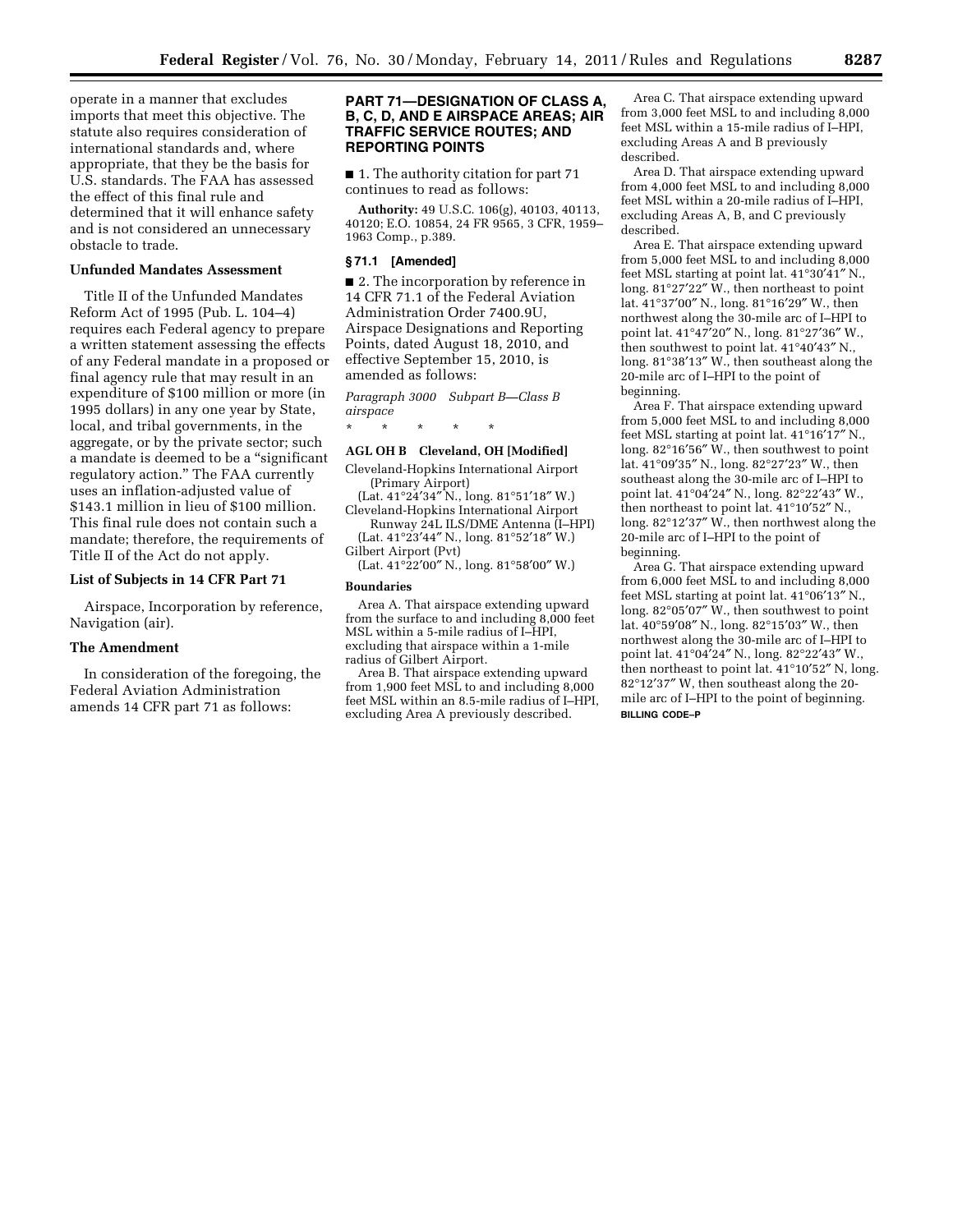operate in a manner that excludes imports that meet this objective. The statute also requires consideration of international standards and, where appropriate, that they be the basis for U.S. standards. The FAA has assessed the effect of this final rule and determined that it will enhance safety and is not considered an unnecessary obstacle to trade.

### Unfunded Mandates Assessment

Title II of the Unfunded Mandates Reform Act of 1995 (Pub. L. 104–4) requires each Federal agency to prepare a written statement assessing the effects of any Federal mandate in a proposed or final agency rule that may result in an expenditure of $100 million or more (in 1995 dollars) in any one year by State, local, and tribal governments, in the aggregate, or by the private sector; such a mandate is deemed to be a "significant regulatory action." The FAA currently uses an inflation-adjusted value of $143.1 million in lieu of $100 million. This final rule does not contain such a mandate; therefore, the requirements of Title II of the Act do not apply.

### List of Subjects in 14 CFR Part 71

Airspace, Incorporation by reference, Navigation (air).

### The Amendment

In consideration of the foregoing, the Federal Aviation Administration amends 14 CFR part 71 as follows:

## PART 71—DESIGNATION OF CLASS A, B, C, D, AND E AIRSPACE AREAS; AIR TRAFFIC SERVICE ROUTES; AND REPORTING POINTS

■ 1. The authority citation for part 71 continues to read as follows:

**Authority:** 49 U.S.C. 106(g), 40103, 40113, 40120; E.O. 10854, 24 FR 9565, 3 CFR, 1959–1963 Comp., p.389.

### § 71.1 [Amended]

■ 2. The incorporation by reference in 14 CFR 71.1 of the Federal Aviation Administration Order 7400.9U, Airspace Designations and Reporting Points, dated August 18, 2010, and effective September 15, 2010, is amended as follows:

*Paragraph 3000 Subpart B—Class B airspace*

\* \* \* \* \*

**AGL OH B Cleveland, OH [Modified]**

Cleveland-Hopkins International Airport (Primary Airport)
(Lat. 41°24′34″ N., long. 81°51′18″ W.)
Cleveland-Hopkins International Airport Runway 24L ILS/DME Antenna (I–HPI)
(Lat. 41°23′44″ N., long. 81°52′18″ W.)
Gilbert Airport (Pvt)
(Lat. 41°22′00″ N., long. 81°58′00″ W.)

**Boundaries**

Area A. That airspace extending upward from the surface to and including 8,000 feet MSL within a 5-mile radius of I–HPI, excluding that airspace within a 1-mile radius of Gilbert Airport.

Area B. That airspace extending upward from 1,900 feet MSL to and including 8,000 feet MSL within an 8.5-mile radius of I–HPI, excluding Area A previously described.

Area C. That airspace extending upward from 3,000 feet MSL to and including 8,000 feet MSL within a 15-mile radius of I–HPI, excluding Areas A and B previously described.

Area D. That airspace extending upward from 4,000 feet MSL to and including 8,000 feet MSL within a 20-mile radius of I–HPI, excluding Areas A, B, and C previously described.

Area E. That airspace extending upward from 5,000 feet MSL to and including 8,000 feet MSL starting at point lat. 41°30′41″ N., long. 81°27′22″ W., then northeast to point lat. 41°37′00″ N., long. 81°16′29″ W., then northwest along the 30-mile arc of I–HPI to point lat. 41°47′20″ N., long. 81°27′36″ W., then southwest to point lat. 41°40′43″ N., long. 81°38′13″ W., then southeast along the 20-mile arc of I–HPI to the point of beginning.

Area F. That airspace extending upward from 5,000 feet MSL to and including 8,000 feet MSL starting at point lat. 41°16′17″ N., long. 82°16′56″ W., then southwest to point lat. 41°09′35″ N., long. 82°27′23″ W., then southeast along the 30-mile arc of I–HPI to point lat. 41°04′24″ N., long. 82°22′43″ W., then northeast to point lat. 41°10′52″ N., long. 82°12′37″ W., then northwest along the 20-mile arc of I–HPI to the point of beginning.

Area G. That airspace extending upward from 6,000 feet MSL to and including 8,000 feet MSL starting at point lat. 41°06′13″ N., long. 82°05′07″ W., then southwest to point lat. 40°59′08″ N., long. 82°15′03″ W., then northwest along the 30-mile arc of I–HPI to point lat. 41°04′24″ N., long. 82°22′43″ W., then northeast to point lat. 41°10′52″ N, long. 82°12′37″ W, then southeast along the 20-mile arc of I–HPI to the point of beginning.

**BILLING CODE–P**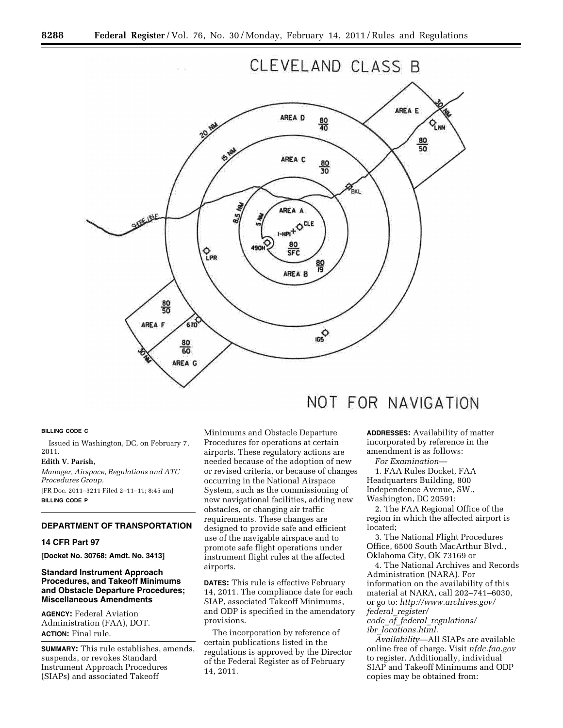CLEVELAND CLASS B

AREA D
80
40

AREA E
30 NM
LNN
80
50

20 NM

15 NM

AREA C
80
30

BKL

SHORE LINE

8.5 NM

5 NM

AREA A
CLE
I-HPI
490H
80
SFC

LPR

80
19
AREA B

80
50
AREA F
670

80
60
30 NM
AREA G

IG5

NOT FOR NAVIGATION

BILLING CODE C

Issued in Washington, DC, on February 7, 2011.

**Edith V. Parish,**

*Manager, Airspace, Regulations and ATC Procedures Group.*

[FR Doc. 2011–3211 Filed 2–11–11; 8:45 am]

**BILLING CODE P**

---

## DEPARTMENT OF TRANSPORTATION

### 14 CFR Part 97

**[Docket No. 30768; Amdt. No. 3413]**

### Standard Instrument Approach Procedures, and Takeoff Minimums and Obstacle Departure Procedures; Miscellaneous Amendments

**AGENCY:** Federal Aviation Administration (FAA), DOT.

**ACTION:** Final rule.

**SUMMARY:** This rule establishes, amends, suspends, or revokes Standard Instrument Approach Procedures (SIAPs) and associated Takeoff Minimums and Obstacle Departure Procedures for operations at certain airports. These regulatory actions are needed because of the adoption of new or revised criteria, or because of changes occurring in the National Airspace System, such as the commissioning of new navigational facilities, adding new obstacles, or changing air traffic requirements. These changes are designed to provide safe and efficient use of the navigable airspace and to promote safe flight operations under instrument flight rules at the affected airports.

**DATES:** This rule is effective February 14, 2011. The compliance date for each SIAP, associated Takeoff Minimums, and ODP is specified in the amendatory provisions.

The incorporation by reference of certain publications listed in the regulations is approved by the Director of the Federal Register as of February 14, 2011.

**ADDRESSES:** Availability of matter incorporated by reference in the amendment is as follows:

*For Examination*—

1. FAA Rules Docket, FAA Headquarters Building, 800 Independence Avenue, SW., Washington, DC 20591;

2. The FAA Regional Office of the region in which the affected airport is located;

3. The National Flight Procedures Office, 6500 South MacArthur Blvd., Oklahoma City, OK 73169 or

4. The National Archives and Records Administration (NARA). For information on the availability of this material at NARA, call 202–741–6030, or go to: *http://www.archives.gov/federal_register/code_of_federal_regulations/ibr_locations.html.*

*Availability*—All SIAPs are available online free of charge. Visit *nfdc.faa.gov* to register. Additionally, individual SIAP and Takeoff Minimums and ODP copies may be obtained from: